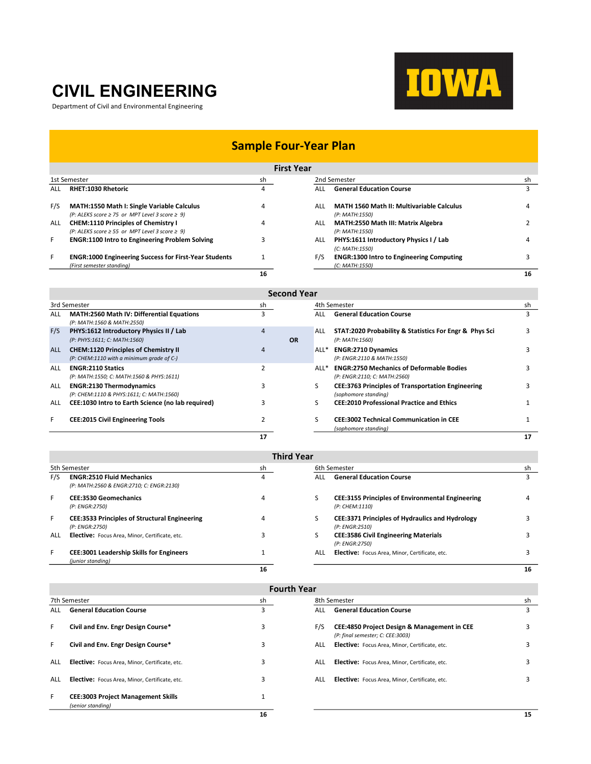# CIVIL ENGINEERING

Department of Civil and Environmental Engineering

IOWA

## Sample Four-Year Plan

### First Year

| | 1st Semester | sh | | 2nd Semester | sh |
|---|---|---|---|---|---|
| ALL | **RHET:1030 Rhetoric** | 4 | ALL | **General Education Course** | 3 |
| F/S | **MATH:1550 Math I: Single Variable Calculus** *(P: ALEKS score ≥ 75 or MPT Level 3 score ≥ 9)* | 4 | ALL | **MATH 1560 Math II: Multivariable Calculus** *(P: MATH:1550)* | 4 |
| ALL | **CHEM:1110 Principles of Chemistry I** *(P: ALEKS score ≥ 55 or MPT Level 3 score ≥ 9)* | 4 | ALL | **MATH:2550 Math III: Matrix Algebra** *(P: MATH:1550)* | 2 |
| F | **ENGR:1100 Intro to Engineering Problem Solving** | 3 | ALL | **PHYS:1611 Introductory Physics I / Lab** *(C: MATH:1550)* | 4 |
| F | **ENGR:1000 Engineering Success for First-Year Students** *(First semester standing)* | 1 | F/S | **ENGR:1300 Intro to Engineering Computing** *(C: MATH:1550)* | 3 |
| | | **16** | | | **16** |

### Second Year

| | 3rd Semester | sh | | 4th Semester | sh |
|---|---|---|---|---|---|
| ALL | **MATH:2560 Math IV: Differential Equations** *(P: MATH:1560 & MATH:2550)* | 3 | ALL | **General Education Course** | 3 |
| F/S | **PHYS:1612 Introductory Physics II / Lab** *(P: PHYS:1611; C: MATH:1560)* | 4 | ALL | **STAT:2020 Probability & Statistics For Engr & Phys Sci** *(P: MATH:1560)* | 3 |
| | **OR** | | | | |
| ALL | **CHEM:1120 Principles of Chemistry II** *(P: CHEM:1110 with a minimum grade of C-)* | 4 | ALL* | **ENGR:2710 Dynamics** *(P: ENGR:2110 & MATH:1550)* | 3 |
| ALL | **ENGR:2110 Statics** *(P: MATH:1550; C: MATH:1560 & PHYS:1611)* | 2 | ALL* | **ENGR:2750 Mechanics of Deformable Bodies** *(P: ENGR:2110; C: MATH:2560)* | 3 |
| ALL | **ENGR:2130 Thermodynamics** *(P: CHEM:1110 & PHYS:1611; C: MATH:1560)* | 3 | S | **CEE:3763 Principles of Transportation Engineering** *(sophomore standing)* | 3 |
| ALL | **CEE:1030 Intro to Earth Science (no lab required)** | 3 | S | **CEE:2010 Professional Practice and Ethics** | 1 |
| F | **CEE:2015 Civil Engineering Tools** | 2 | S | **CEE:3002 Technical Communication in CEE** *(sophomore standing)* | 1 |
| | | **17** | | | **17** |

### Third Year

| | 5th Semester | sh | | 6th Semester | sh |
|---|---|---|---|---|---|
| F/S | **ENGR:2510 Fluid Mechanics** *(P: MATH:2560 & ENGR:2710; C: ENGR:2130)* | 4 | ALL | **General Education Course** | 3 |
| F | **CEE:3530 Geomechanics** *(P: ENGR:2750)* | 4 | S | **CEE:3155 Principles of Environmental Engineering** *(P: CHEM:1110)* | 4 |
| F | **CEE:3533 Principles of Structural Engineering** *(P: ENGR:2750)* | 4 | S | **CEE:3371 Principles of Hydraulics and Hydrology** *(P: ENGR:2510)* | 3 |
| ALL | **Elective:** Focus Area, Minor, Certificate, etc. | 3 | S | **CEE:3586 Civil Engineering Materials** *(P: ENGR:2750)* | 3 |
| F | **CEE:3001 Leadership Skills for Engineers** *(junior standing)* | 1 | ALL | **Elective:** Focus Area, Minor, Certificate, etc. | 3 |
| | | **16** | | | **16** |

### Fourth Year

| | 7th Semester | sh | | 8th Semester | sh |
|---|---|---|---|---|---|
| ALL | **General Education Course** | 3 | ALL | **General Education Course** | 3 |
| F | **Civil and Env. Engr Design Course*** | 3 | F/S | **CEE:4850 Project Design & Management in CEE** *(P: final semester; C: CEE:3003)* | 3 |
| F | **Civil and Env. Engr Design Course*** | 3 | ALL | **Elective:** Focus Area, Minor, Certificate, etc. | 3 |
| ALL | **Elective:** Focus Area, Minor, Certificate, etc. | 3 | ALL | **Elective:** Focus Area, Minor, Certificate, etc. | 3 |
| ALL | **Elective:** Focus Area, Minor, Certificate, etc. | 3 | ALL | **Elective:** Focus Area, Minor, Certificate, etc. | 3 |
| F | **CEE:3003 Project Management Skills** *(senior standing)* | 1 | | | |
| | | **16** | | | **15** |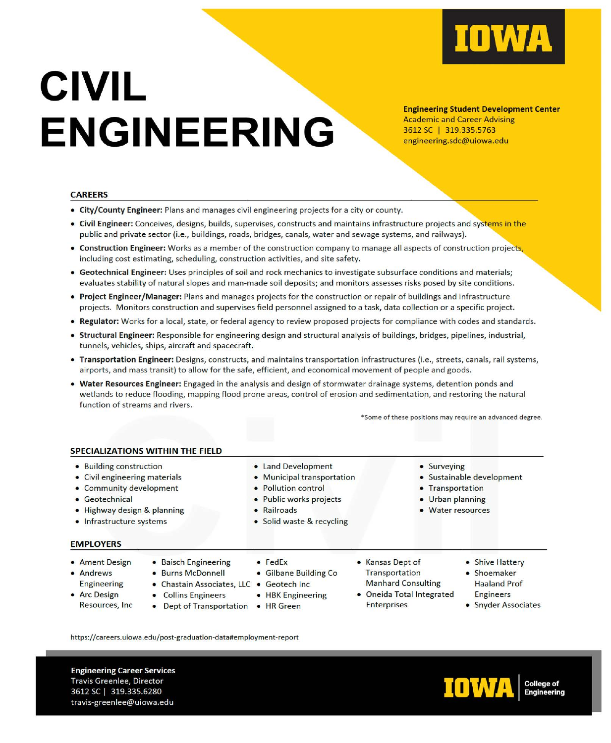# CIVIL ENGINEERING

**Engineering Student Development Center**
Academic and Career Advising
3612 SC | 319.335.5763
engineering.sdc@uiowa.edu

## CAREERS

- **City/County Engineer:** Plans and manages civil engineering projects for a city or county.
- **Civil Engineer:** Conceives, designs, builds, supervises, constructs and maintains infrastructure projects and systems in the public and private sector (i.e., buildings, roads, bridges, canals, water and sewage systems, and railways).
- **Construction Engineer:** Works as a member of the construction company to manage all aspects of construction projects, including cost estimating, scheduling, construction activities, and site safety.
- **Geotechnical Engineer:** Uses principles of soil and rock mechanics to investigate subsurface conditions and materials; evaluates stability of natural slopes and man-made soil deposits; and monitors assesses risks posed by site conditions.
- **Project Engineer/Manager:** Plans and manages projects for the construction or repair of buildings and infrastructure projects. Monitors construction and supervises field personnel assigned to a task, data collection or a specific project.
- **Regulator:** Works for a local, state, or federal agency to review proposed projects for compliance with codes and standards.
- **Structural Engineer:** Responsible for engineering design and structural analysis of buildings, bridges, pipelines, industrial, tunnels, vehicles, ships, aircraft and spacecraft.
- **Transportation Engineer:** Designs, constructs, and maintains transportation infrastructures (i.e., streets, canals, rail systems, airports, and mass transit) to allow for the safe, efficient, and economical movement of people and goods.
- **Water Resources Engineer:** Engaged in the analysis and design of stormwater drainage systems, detention ponds and wetlands to reduce flooding, mapping flood prone areas, control of erosion and sedimentation, and restoring the natural function of streams and rivers.

*Some of these positions may require an advanced degree.

## SPECIALIZATIONS WITHIN THE FIELD

- Building construction
- Civil engineering materials
- Community development
- Geotechnical
- Highway design & planning
- Infrastructure systems
- Land Development
- Municipal transportation
- Pollution control
- Public works projects
- Railroads
- Solid waste & recycling
- Surveying
- Sustainable development
- Transportation
- Urban planning
- Water resources

## EMPLOYERS

- Ament Design
- Andrews Engineering
- Arc Design Resources, Inc
- Baisch Engineering
- Burns McDonnell
- Chastain Associates, LLC
- Collins Engineers
- Dept of Transportation
- FedEx
- Gilbane Building Co
- Geotech Inc
- HBK Engineering
- HR Green
- Kansas Dept of Transportation Manhard Consulting
- Oneida Total Integrated Enterprises
- Shive Hattery
- Shoemaker Haaland Prof Engineers
- Snyder Associates

https://careers.uiowa.edu/post-graduation-data#employment-report

**Engineering Career Services**
Travis Greenlee, Director
3612 SC | 319.335.6280
travis-greenlee@uiowa.edu

IOWA College of Engineering